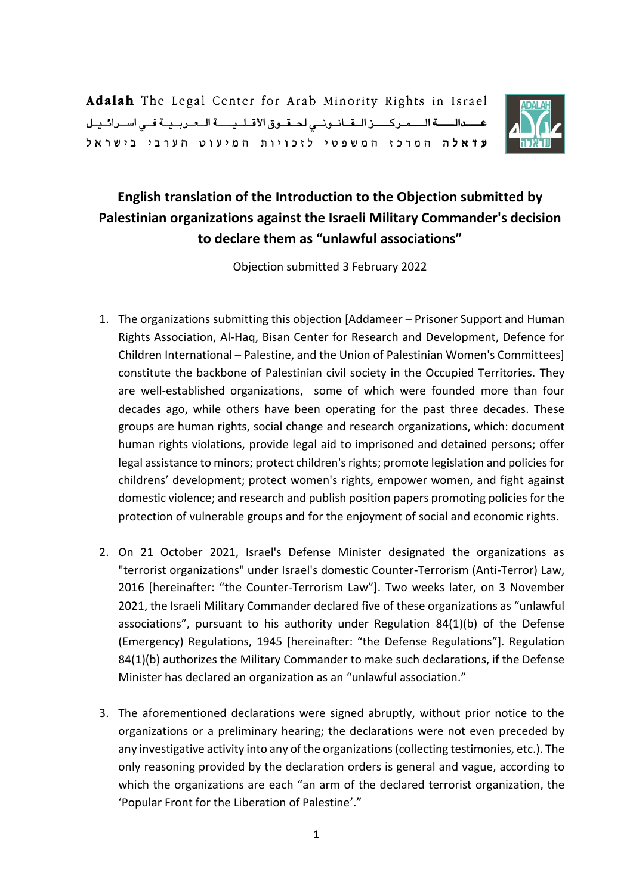**Adalah** The Legal Center for Arab Minority Rights in Israel
**عدالة** المركز القانوني لحقوق الأقلية العربية في اسرائيل
**עדאלה** המרכז המשפטי לזכויות המיעוט הערבי בישראל

# English translation of the Introduction to the Objection submitted by Palestinian organizations against the Israeli Military Commander's decision to declare them as "unlawful associations"

Objection submitted 3 February 2022

1. The organizations submitting this objection [Addameer – Prisoner Support and Human Rights Association, Al-Haq, Bisan Center for Research and Development, Defence for Children International – Palestine, and the Union of Palestinian Women's Committees] constitute the backbone of Palestinian civil society in the Occupied Territories. They are well-established organizations, some of which were founded more than four decades ago, while others have been operating for the past three decades. These groups are human rights, social change and research organizations, which: document human rights violations, provide legal aid to imprisoned and detained persons; offer legal assistance to minors; protect children's rights; promote legislation and policies for childrens' development; protect women's rights, empower women, and fight against domestic violence; and research and publish position papers promoting policies for the protection of vulnerable groups and for the enjoyment of social and economic rights.

2. On 21 October 2021, Israel's Defense Minister designated the organizations as "terrorist organizations" under Israel's domestic Counter-Terrorism (Anti-Terror) Law, 2016 [hereinafter: "the Counter-Terrorism Law"]. Two weeks later, on 3 November 2021, the Israeli Military Commander declared five of these organizations as "unlawful associations", pursuant to his authority under Regulation 84(1)(b) of the Defense (Emergency) Regulations, 1945 [hereinafter: "the Defense Regulations"]. Regulation 84(1)(b) authorizes the Military Commander to make such declarations, if the Defense Minister has declared an organization as an "unlawful association."

3. The aforementioned declarations were signed abruptly, without prior notice to the organizations or a preliminary hearing; the declarations were not even preceded by any investigative activity into any of the organizations (collecting testimonies, etc.). The only reasoning provided by the declaration orders is general and vague, according to which the organizations are each "an arm of the declared terrorist organization, the 'Popular Front for the Liberation of Palestine'."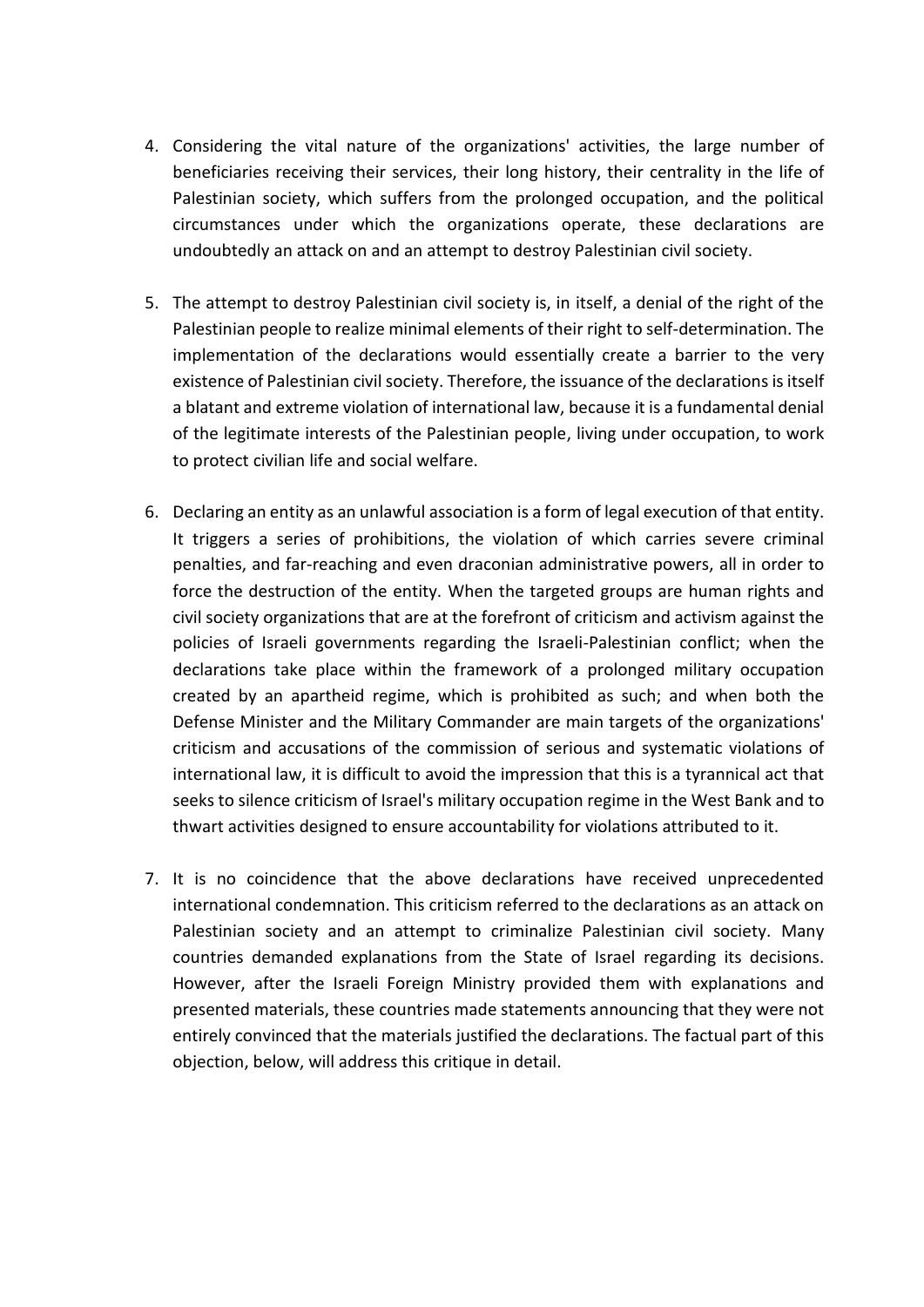4. Considering the vital nature of the organizations' activities, the large number of beneficiaries receiving their services, their long history, their centrality in the life of Palestinian society, which suffers from the prolonged occupation, and the political circumstances under which the organizations operate, these declarations are undoubtedly an attack on and an attempt to destroy Palestinian civil society.

5. The attempt to destroy Palestinian civil society is, in itself, a denial of the right of the Palestinian people to realize minimal elements of their right to self-determination. The implementation of the declarations would essentially create a barrier to the very existence of Palestinian civil society. Therefore, the issuance of the declarations is itself a blatant and extreme violation of international law, because it is a fundamental denial of the legitimate interests of the Palestinian people, living under occupation, to work to protect civilian life and social welfare.

6. Declaring an entity as an unlawful association is a form of legal execution of that entity. It triggers a series of prohibitions, the violation of which carries severe criminal penalties, and far-reaching and even draconian administrative powers, all in order to force the destruction of the entity. When the targeted groups are human rights and civil society organizations that are at the forefront of criticism and activism against the policies of Israeli governments regarding the Israeli-Palestinian conflict; when the declarations take place within the framework of a prolonged military occupation created by an apartheid regime, which is prohibited as such; and when both the Defense Minister and the Military Commander are main targets of the organizations' criticism and accusations of the commission of serious and systematic violations of international law, it is difficult to avoid the impression that this is a tyrannical act that seeks to silence criticism of Israel's military occupation regime in the West Bank and to thwart activities designed to ensure accountability for violations attributed to it.

7. It is no coincidence that the above declarations have received unprecedented international condemnation. This criticism referred to the declarations as an attack on Palestinian society and an attempt to criminalize Palestinian civil society. Many countries demanded explanations from the State of Israel regarding its decisions. However, after the Israeli Foreign Ministry provided them with explanations and presented materials, these countries made statements announcing that they were not entirely convinced that the materials justified the declarations. The factual part of this objection, below, will address this critique in detail.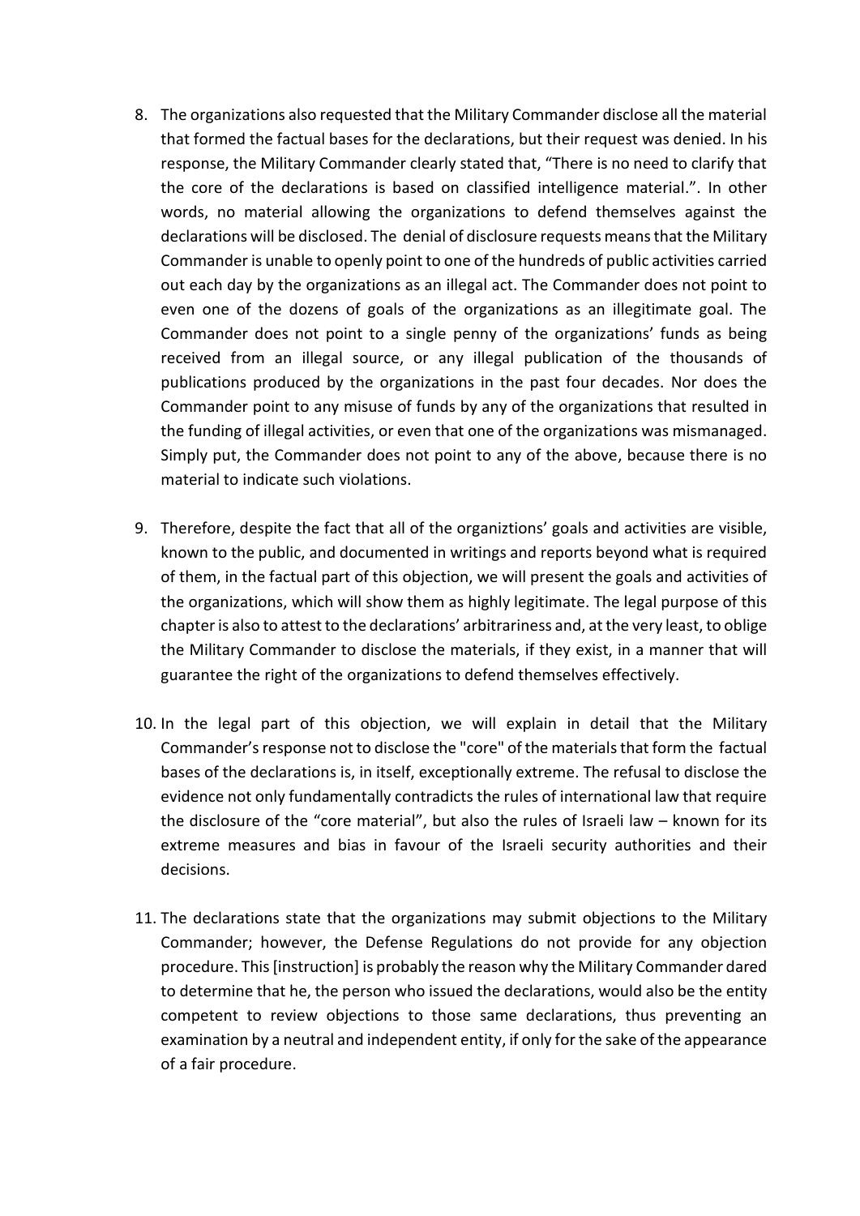8. The organizations also requested that the Military Commander disclose all the material that formed the factual bases for the declarations, but their request was denied. In his response, the Military Commander clearly stated that, "There is no need to clarify that the core of the declarations is based on classified intelligence material.". In other words, no material allowing the organizations to defend themselves against the declarations will be disclosed. The denial of disclosure requests means that the Military Commander is unable to openly point to one of the hundreds of public activities carried out each day by the organizations as an illegal act. The Commander does not point to even one of the dozens of goals of the organizations as an illegitimate goal. The Commander does not point to a single penny of the organizations' funds as being received from an illegal source, or any illegal publication of the thousands of publications produced by the organizations in the past four decades. Nor does the Commander point to any misuse of funds by any of the organizations that resulted in the funding of illegal activities, or even that one of the organizations was mismanaged. Simply put, the Commander does not point to any of the above, because there is no material to indicate such violations.

9. Therefore, despite the fact that all of the organiztions' goals and activities are visible, known to the public, and documented in writings and reports beyond what is required of them, in the factual part of this objection, we will present the goals and activities of the organizations, which will show them as highly legitimate. The legal purpose of this chapter is also to attest to the declarations' arbitrariness and, at the very least, to oblige the Military Commander to disclose the materials, if they exist, in a manner that will guarantee the right of the organizations to defend themselves effectively.

10. In the legal part of this objection, we will explain in detail that the Military Commander's response not to disclose the "core" of the materials that form the factual bases of the declarations is, in itself, exceptionally extreme. The refusal to disclose the evidence not only fundamentally contradicts the rules of international law that require the disclosure of the "core material", but also the rules of Israeli law – known for its extreme measures and bias in favour of the Israeli security authorities and their decisions.

11. The declarations state that the organizations may submit objections to the Military Commander; however, the Defense Regulations do not provide for any objection procedure. This [instruction] is probably the reason why the Military Commander dared to determine that he, the person who issued the declarations, would also be the entity competent to review objections to those same declarations, thus preventing an examination by a neutral and independent entity, if only for the sake of the appearance of a fair procedure.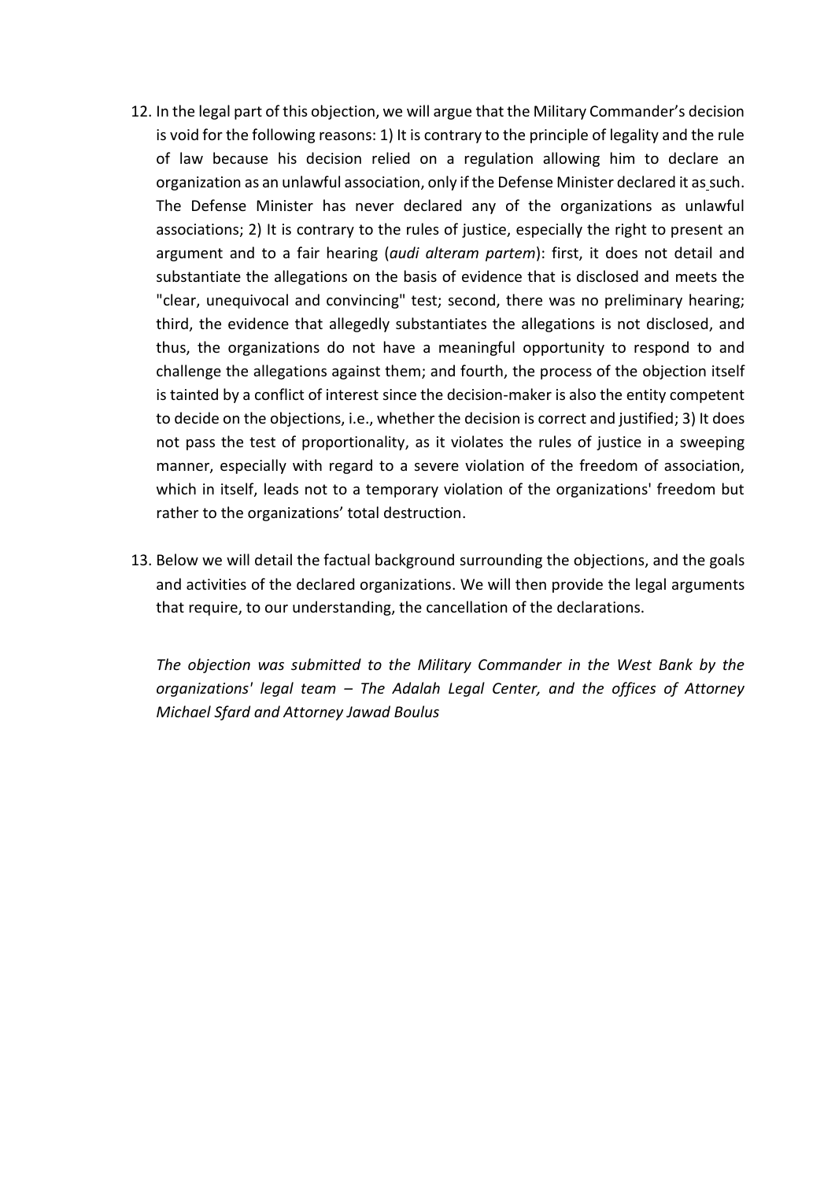12. In the legal part of this objection, we will argue that the Military Commander's decision is void for the following reasons: 1) It is contrary to the principle of legality and the rule of law because his decision relied on a regulation allowing him to declare an organization as an unlawful association, only if the Defense Minister declared it as such. The Defense Minister has never declared any of the organizations as unlawful associations; 2) It is contrary to the rules of justice, especially the right to present an argument and to a fair hearing (*audi alteram partem*): first, it does not detail and substantiate the allegations on the basis of evidence that is disclosed and meets the "clear, unequivocal and convincing" test; second, there was no preliminary hearing; third, the evidence that allegedly substantiates the allegations is not disclosed, and thus, the organizations do not have a meaningful opportunity to respond to and challenge the allegations against them; and fourth, the process of the objection itself is tainted by a conflict of interest since the decision-maker is also the entity competent to decide on the objections, i.e., whether the decision is correct and justified; 3) It does not pass the test of proportionality, as it violates the rules of justice in a sweeping manner, especially with regard to a severe violation of the freedom of association, which in itself, leads not to a temporary violation of the organizations' freedom but rather to the organizations' total destruction.

13. Below we will detail the factual background surrounding the objections, and the goals and activities of the declared organizations. We will then provide the legal arguments that require, to our understanding, the cancellation of the declarations.

*The objection was submitted to the Military Commander in the West Bank by the organizations' legal team – The Adalah Legal Center, and the offices of Attorney Michael Sfard and Attorney Jawad Boulus*